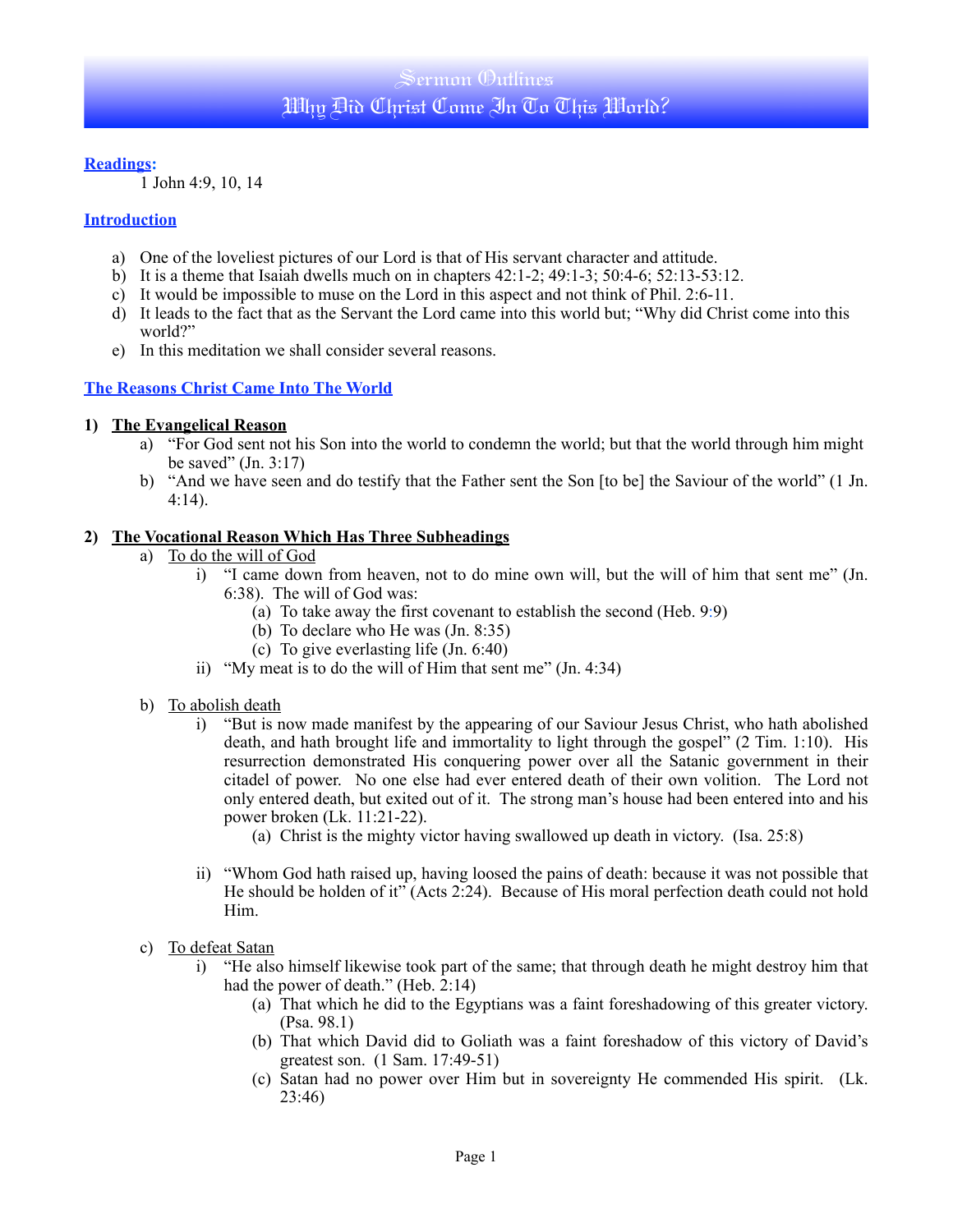# Sermon Outlines
# Why Did Christ Come In To This World?

**Readings:**

1 John 4:9, 10, 14

**Introduction**

a) One of the loveliest pictures of our Lord is that of His servant character and attitude.
b) It is a theme that Isaiah dwells much on in chapters 42:1-2; 49:1-3; 50:4-6; 52:13-53:12.
c) It would be impossible to muse on the Lord in this aspect and not think of Phil. 2:6-11.
d) It leads to the fact that as the Servant the Lord came into this world but; "Why did Christ come into this world?"
e) In this meditation we shall consider several reasons.

**The Reasons Christ Came Into The World**

**1) The Evangelical Reason**

a) "For God sent not his Son into the world to condemn the world; but that the world through him might be saved" (Jn. 3:17)
b) "And we have seen and do testify that the Father sent the Son [to be] the Saviour of the world" (1 Jn. 4:14).

**2) The Vocational Reason Which Has Three Subheadings**

a) To do the will of God
   - i) "I came down from heaven, not to do mine own will, but the will of him that sent me" (Jn. 6:38). The will of God was:
     - (a) To take away the first covenant to establish the second (Heb. 9:9)
     - (b) To declare who He was (Jn. 8:35)
     - (c) To give everlasting life (Jn. 6:40)
   - ii) "My meat is to do the will of Him that sent me" (Jn. 4:34)

b) To abolish death
   - i) "But is now made manifest by the appearing of our Saviour Jesus Christ, who hath abolished death, and hath brought life and immortality to light through the gospel" (2 Tim. 1:10). His resurrection demonstrated His conquering power over all the Satanic government in their citadel of power. No one else had ever entered death of their own volition. The Lord not only entered death, but exited out of it. The strong man's house had been entered into and his power broken (Lk. 11:21-22).
     - (a) Christ is the mighty victor having swallowed up death in victory. (Isa. 25:8)
   - ii) "Whom God hath raised up, having loosed the pains of death: because it was not possible that He should be holden of it" (Acts 2:24). Because of His moral perfection death could not hold Him.

c) To defeat Satan
   - i) "He also himself likewise took part of the same; that through death he might destroy him that had the power of death." (Heb. 2:14)
     - (a) That which he did to the Egyptians was a faint foreshadowing of this greater victory. (Psa. 98.1)
     - (b) That which David did to Goliath was a faint foreshadow of this victory of David's greatest son. (1 Sam. 17:49-51)
     - (c) Satan had no power over Him but in sovereignty He commended His spirit. (Lk. 23:46)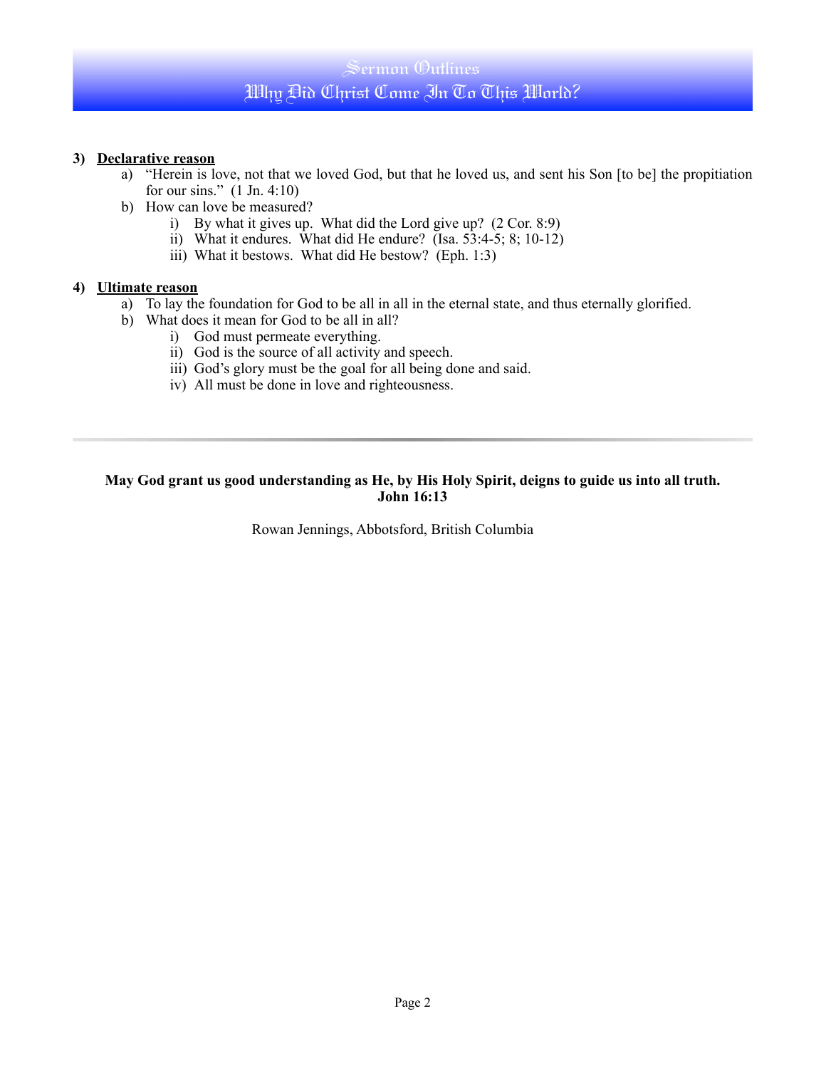3) **Declarative reason**
   a) "Herein is love, not that we loved God, but that he loved us, and sent his Son [to be] the propitiation for our sins." (1 Jn. 4:10)
   b) How can love be measured?
      i) By what it gives up. What did the Lord give up? (2 Cor. 8:9)
      ii) What it endures. What did He endure? (Isa. 53:4-5; 8; 10-12)
      iii) What it bestows. What did He bestow? (Eph. 1:3)

4) **Ultimate reason**
   a) To lay the foundation for God to be all in all in the eternal state, and thus eternally glorified.
   b) What does it mean for God to be all in all?
      i) God must permeate everything.
      ii) God is the source of all activity and speech.
      iii) God's glory must be the goal for all being done and said.
      iv) All must be done in love and righteousness.

---

**May God grant us good understanding as He, by His Holy Spirit, deigns to guide us into all truth. John 16:13**

Rowan Jennings, Abbotsford, British Columbia